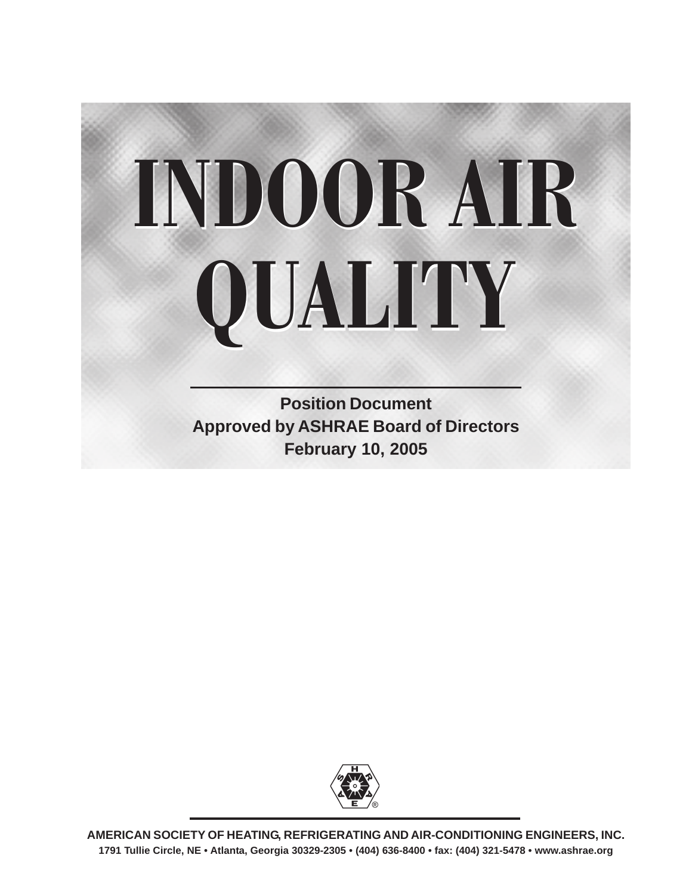# INDOOR AIR QUALITY

**Position Document**
**Approved by ASHRAE Board of Directors**
**February 10, 2005**

**AMERICAN SOCIETY OF HEATING, REFRIGERATING AND AIR-CONDITIONING ENGINEERS, INC.**
**1791 Tullie Circle, NE • Atlanta, Georgia 30329-2305 • (404) 636-8400 • fax: (404) 321-5478 • www.ashrae.org**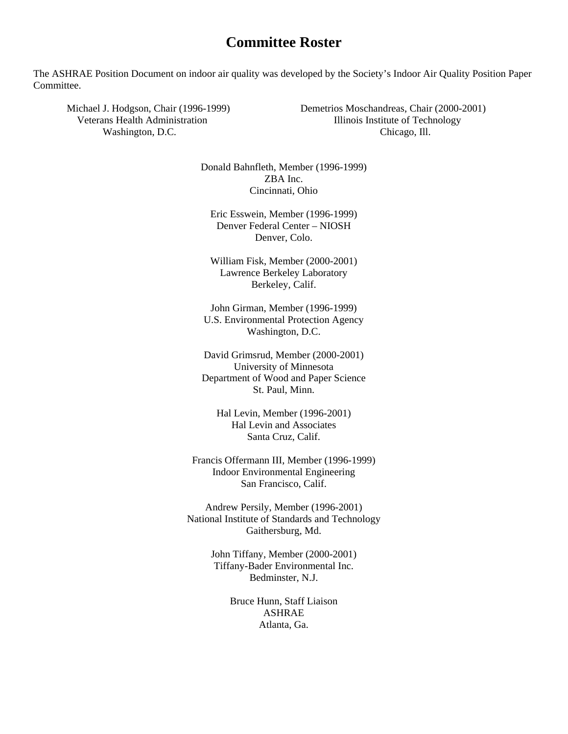# Committee Roster

The ASHRAE Position Document on indoor air quality was developed by the Society's Indoor Air Quality Position Paper Committee.

Michael J. Hodgson, Chair (1996-1999)
Veterans Health Administration
Washington, D.C.

Demetrios Moschandreas, Chair (2000-2001)
Illinois Institute of Technology
Chicago, Ill.

Donald Bahnfleth, Member (1996-1999)
ZBA Inc.
Cincinnati, Ohio

Eric Esswein, Member (1996-1999)
Denver Federal Center – NIOSH
Denver, Colo.

William Fisk, Member (2000-2001)
Lawrence Berkeley Laboratory
Berkeley, Calif.

John Girman, Member (1996-1999)
U.S. Environmental Protection Agency
Washington, D.C.

David Grimsrud, Member (2000-2001)
University of Minnesota
Department of Wood and Paper Science
St. Paul, Minn.

Hal Levin, Member (1996-2001)
Hal Levin and Associates
Santa Cruz, Calif.

Francis Offermann III, Member (1996-1999)
Indoor Environmental Engineering
San Francisco, Calif.

Andrew Persily, Member (1996-2001)
National Institute of Standards and Technology
Gaithersburg, Md.

John Tiffany, Member (2000-2001)
Tiffany-Bader Environmental Inc.
Bedminster, N.J.

Bruce Hunn, Staff Liaison
ASHRAE
Atlanta, Ga.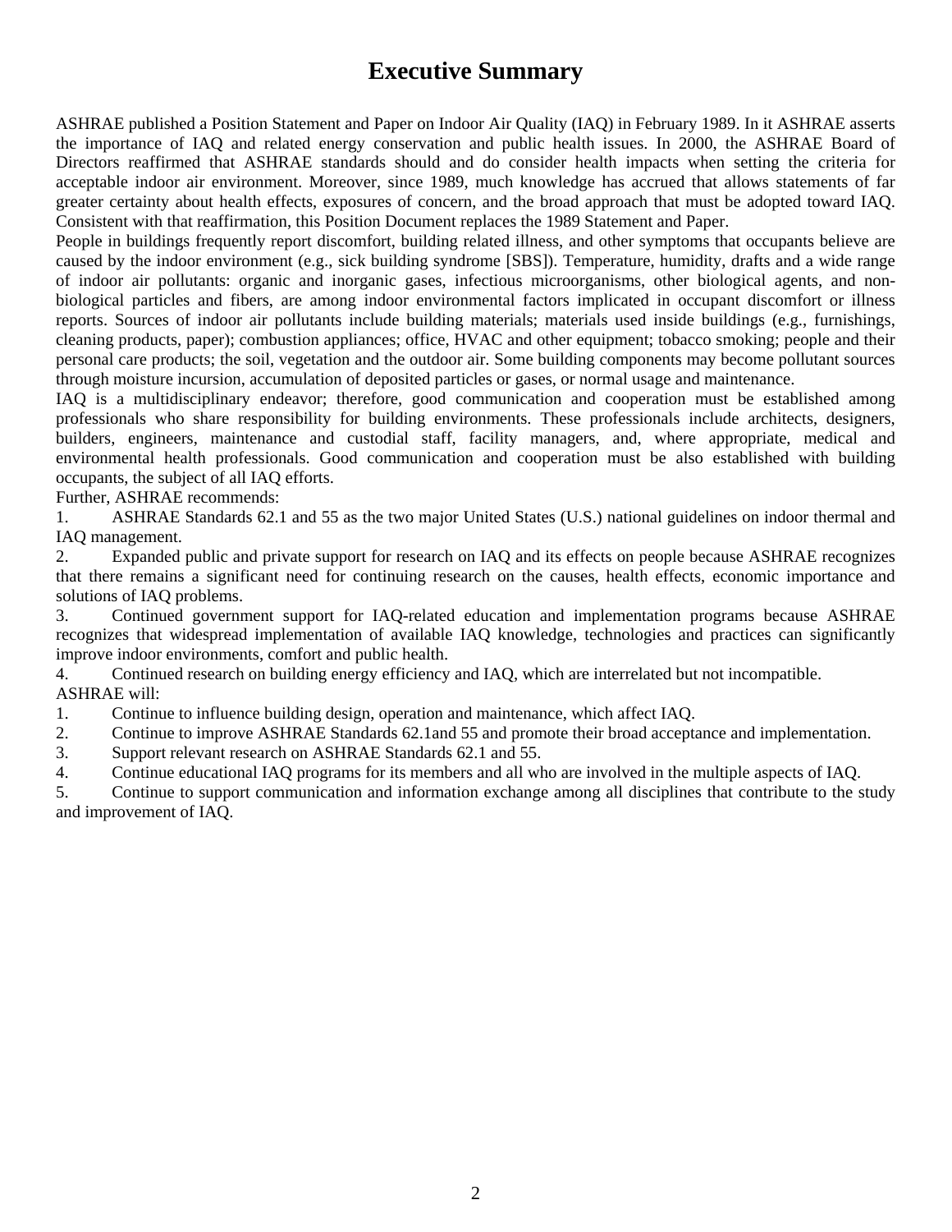# Executive Summary

ASHRAE published a Position Statement and Paper on Indoor Air Quality (IAQ) in February 1989. In it ASHRAE asserts the importance of IAQ and related energy conservation and public health issues. In 2000, the ASHRAE Board of Directors reaffirmed that ASHRAE standards should and do consider health impacts when setting the criteria for acceptable indoor air environment. Moreover, since 1989, much knowledge has accrued that allows statements of far greater certainty about health effects, exposures of concern, and the broad approach that must be adopted toward IAQ. Consistent with that reaffirmation, this Position Document replaces the 1989 Statement and Paper.

People in buildings frequently report discomfort, building related illness, and other symptoms that occupants believe are caused by the indoor environment (e.g., sick building syndrome [SBS]). Temperature, humidity, drafts and a wide range of indoor air pollutants: organic and inorganic gases, infectious microorganisms, other biological agents, and non-biological particles and fibers, are among indoor environmental factors implicated in occupant discomfort or illness reports. Sources of indoor air pollutants include building materials; materials used inside buildings (e.g., furnishings, cleaning products, paper); combustion appliances; office, HVAC and other equipment; tobacco smoking; people and their personal care products; the soil, vegetation and the outdoor air. Some building components may become pollutant sources through moisture incursion, accumulation of deposited particles or gases, or normal usage and maintenance.

IAQ is a multidisciplinary endeavor; therefore, good communication and cooperation must be established among professionals who share responsibility for building environments. These professionals include architects, designers, builders, engineers, maintenance and custodial staff, facility managers, and, where appropriate, medical and environmental health professionals. Good communication and cooperation must be also established with building occupants, the subject of all IAQ efforts.

Further, ASHRAE recommends:

1. ASHRAE Standards 62.1 and 55 as the two major United States (U.S.) national guidelines on indoor thermal and IAQ management.
2. Expanded public and private support for research on IAQ and its effects on people because ASHRAE recognizes that there remains a significant need for continuing research on the causes, health effects, economic importance and solutions of IAQ problems.
3. Continued government support for IAQ-related education and implementation programs because ASHRAE recognizes that widespread implementation of available IAQ knowledge, technologies and practices can significantly improve indoor environments, comfort and public health.
4. Continued research on building energy efficiency and IAQ, which are interrelated but not incompatible.

ASHRAE will:

1. Continue to influence building design, operation and maintenance, which affect IAQ.
2. Continue to improve ASHRAE Standards 62.1and 55 and promote their broad acceptance and implementation.
3. Support relevant research on ASHRAE Standards 62.1 and 55.
4. Continue educational IAQ programs for its members and all who are involved in the multiple aspects of IAQ.
5. Continue to support communication and information exchange among all disciplines that contribute to the study and improvement of IAQ.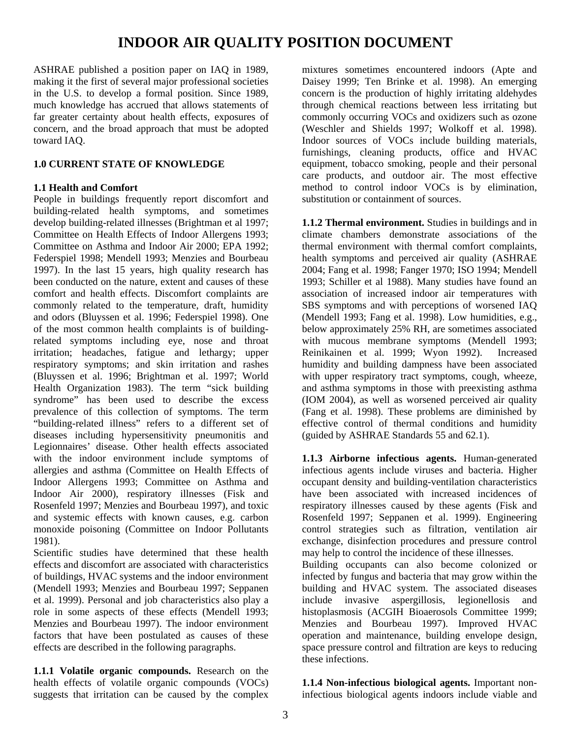# INDOOR AIR QUALITY POSITION DOCUMENT

ASHRAE published a position paper on IAQ in 1989, making it the first of several major professional societies in the U.S. to develop a formal position. Since 1989, much knowledge has accrued that allows statements of far greater certainty about health effects, exposures of concern, and the broad approach that must be adopted toward IAQ.

## 1.0 CURRENT STATE OF KNOWLEDGE

### 1.1 Health and Comfort

People in buildings frequently report discomfort and building-related health symptoms, and sometimes develop building-related illnesses (Brightman et al 1997; Committee on Health Effects of Indoor Allergens 1993; Committee on Asthma and Indoor Air 2000; EPA 1992; Federspiel 1998; Mendell 1993; Menzies and Bourbeau 1997). In the last 15 years, high quality research has been conducted on the nature, extent and causes of these comfort and health effects. Discomfort complaints are commonly related to the temperature, draft, humidity and odors (Bluyssen et al. 1996; Federspiel 1998). One of the most common health complaints is of building-related symptoms including eye, nose and throat irritation; headaches, fatigue and lethargy; upper respiratory symptoms; and skin irritation and rashes (Bluyssen et al. 1996; Brightman et al. 1997; World Health Organization 1983). The term "sick building syndrome" has been used to describe the excess prevalence of this collection of symptoms. The term "building-related illness" refers to a different set of diseases including hypersensitivity pneumonitis and Legionnaires' disease. Other health effects associated with the indoor environment include symptoms of allergies and asthma (Committee on Health Effects of Indoor Allergens 1993; Committee on Asthma and Indoor Air 2000), respiratory illnesses (Fisk and Rosenfeld 1997; Menzies and Bourbeau 1997), and toxic and systemic effects with known causes, e.g. carbon monoxide poisoning (Committee on Indoor Pollutants 1981).

Scientific studies have determined that these health effects and discomfort are associated with characteristics of buildings, HVAC systems and the indoor environment (Mendell 1993; Menzies and Bourbeau 1997; Seppanen et al. 1999). Personal and job characteristics also play a role in some aspects of these effects (Mendell 1993; Menzies and Bourbeau 1997). The indoor environment factors that have been postulated as causes of these effects are described in the following paragraphs.

**1.1.1 Volatile organic compounds.** Research on the health effects of volatile organic compounds (VOCs) suggests that irritation can be caused by the complex mixtures sometimes encountered indoors (Apte and Daisey 1999; Ten Brinke et al. 1998). An emerging concern is the production of highly irritating aldehydes through chemical reactions between less irritating but commonly occurring VOCs and oxidizers such as ozone (Weschler and Shields 1997; Wolkoff et al. 1998). Indoor sources of VOCs include building materials, furnishings, cleaning products, office and HVAC equipment, tobacco smoking, people and their personal care products, and outdoor air. The most effective method to control indoor VOCs is by elimination, substitution or containment of sources.

**1.1.2 Thermal environment.** Studies in buildings and in climate chambers demonstrate associations of the thermal environment with thermal comfort complaints, health symptoms and perceived air quality (ASHRAE 2004; Fang et al. 1998; Fanger 1970; ISO 1994; Mendell 1993; Schiller et al 1988). Many studies have found an association of increased indoor air temperatures with SBS symptoms and with perceptions of worsened IAQ (Mendell 1993; Fang et al. 1998). Low humidities, e.g., below approximately 25% RH, are sometimes associated with mucous membrane symptoms (Mendell 1993; Reinikainen et al. 1999; Wyon 1992). Increased humidity and building dampness have been associated with upper respiratory tract symptoms, cough, wheeze, and asthma symptoms in those with preexisting asthma (IOM 2004), as well as worsened perceived air quality (Fang et al. 1998). These problems are diminished by effective control of thermal conditions and humidity (guided by ASHRAE Standards 55 and 62.1).

**1.1.3 Airborne infectious agents.** Human-generated infectious agents include viruses and bacteria. Higher occupant density and building-ventilation characteristics have been associated with increased incidences of respiratory illnesses caused by these agents (Fisk and Rosenfeld 1997; Seppanen et al. 1999). Engineering control strategies such as filtration, ventilation air exchange, disinfection procedures and pressure control may help to control the incidence of these illnesses.

Building occupants can also become colonized or infected by fungus and bacteria that may grow within the building and HVAC system. The associated diseases include invasive aspergillosis, legionellosis and histoplasmosis (ACGIH Bioaerosols Committee 1999; Menzies and Bourbeau 1997). Improved HVAC operation and maintenance, building envelope design, space pressure control and filtration are keys to reducing these infections.

**1.1.4 Non-infectious biological agents.** Important non-infectious biological agents indoors include viable and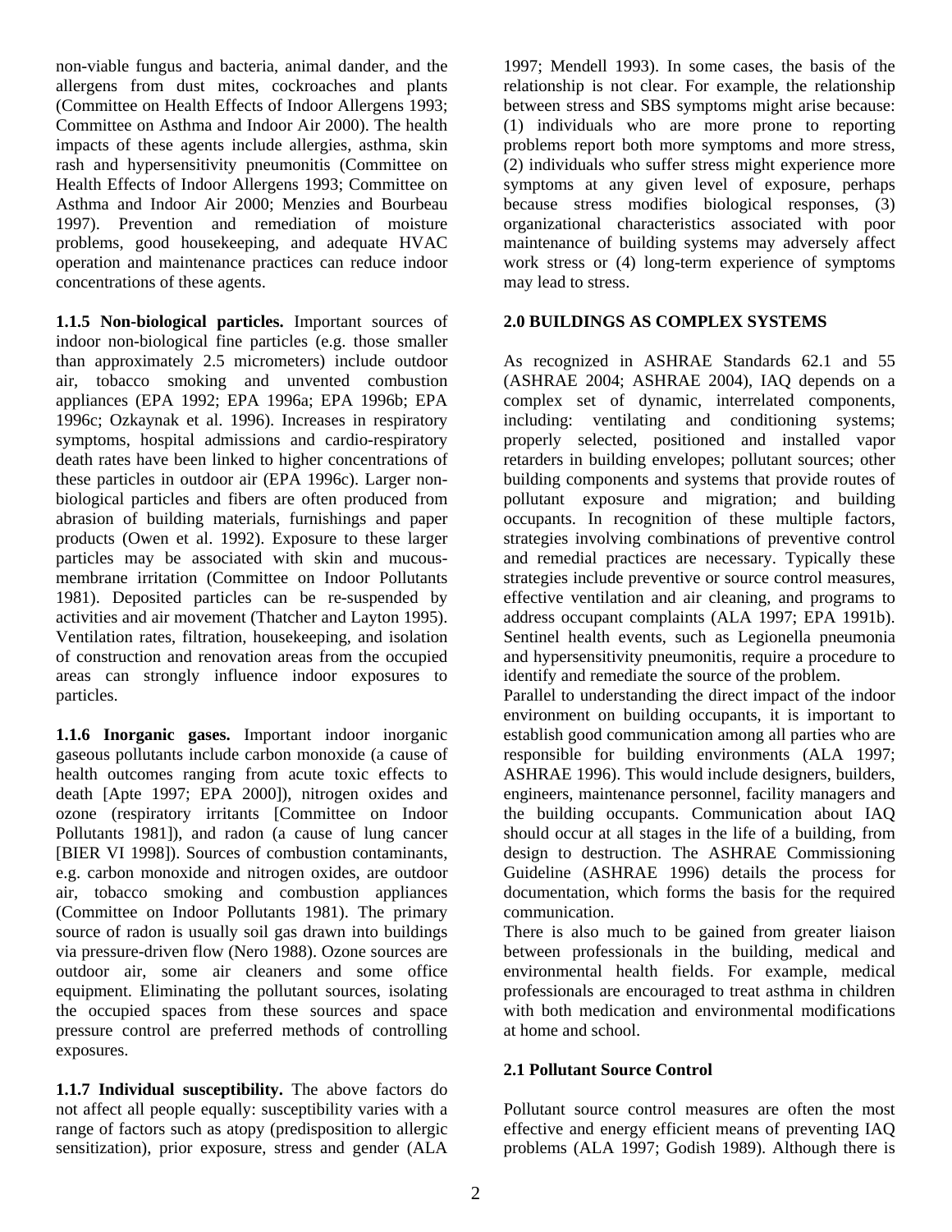non-viable fungus and bacteria, animal dander, and the allergens from dust mites, cockroaches and plants (Committee on Health Effects of Indoor Allergens 1993; Committee on Asthma and Indoor Air 2000). The health impacts of these agents include allergies, asthma, skin rash and hypersensitivity pneumonitis (Committee on Health Effects of Indoor Allergens 1993; Committee on Asthma and Indoor Air 2000; Menzies and Bourbeau 1997). Prevention and remediation of moisture problems, good housekeeping, and adequate HVAC operation and maintenance practices can reduce indoor concentrations of these agents.

**1.1.5 Non-biological particles.** Important sources of indoor non-biological fine particles (e.g. those smaller than approximately 2.5 micrometers) include outdoor air, tobacco smoking and unvented combustion appliances (EPA 1992; EPA 1996a; EPA 1996b; EPA 1996c; Ozkaynak et al. 1996). Increases in respiratory symptoms, hospital admissions and cardio-respiratory death rates have been linked to higher concentrations of these particles in outdoor air (EPA 1996c). Larger non-biological particles and fibers are often produced from abrasion of building materials, furnishings and paper products (Owen et al. 1992). Exposure to these larger particles may be associated with skin and mucous-membrane irritation (Committee on Indoor Pollutants 1981). Deposited particles can be re-suspended by activities and air movement (Thatcher and Layton 1995). Ventilation rates, filtration, housekeeping, and isolation of construction and renovation areas from the occupied areas can strongly influence indoor exposures to particles.

**1.1.6 Inorganic gases.** Important indoor inorganic gaseous pollutants include carbon monoxide (a cause of health outcomes ranging from acute toxic effects to death [Apte 1997; EPA 2000]), nitrogen oxides and ozone (respiratory irritants [Committee on Indoor Pollutants 1981]), and radon (a cause of lung cancer [BIER VI 1998]). Sources of combustion contaminants, e.g. carbon monoxide and nitrogen oxides, are outdoor air, tobacco smoking and combustion appliances (Committee on Indoor Pollutants 1981). The primary source of radon is usually soil gas drawn into buildings via pressure-driven flow (Nero 1988). Ozone sources are outdoor air, some air cleaners and some office equipment. Eliminating the pollutant sources, isolating the occupied spaces from these sources and space pressure control are preferred methods of controlling exposures.

**1.1.7 Individual susceptibility.** The above factors do not affect all people equally: susceptibility varies with a range of factors such as atopy (predisposition to allergic sensitization), prior exposure, stress and gender (ALA 1997; Mendell 1993). In some cases, the basis of the relationship is not clear. For example, the relationship between stress and SBS symptoms might arise because: (1) individuals who are more prone to reporting problems report both more symptoms and more stress, (2) individuals who suffer stress might experience more symptoms at any given level of exposure, perhaps because stress modifies biological responses, (3) organizational characteristics associated with poor maintenance of building systems may adversely affect work stress or (4) long-term experience of symptoms may lead to stress.

## 2.0 BUILDINGS AS COMPLEX SYSTEMS

As recognized in ASHRAE Standards 62.1 and 55 (ASHRAE 2004; ASHRAE 2004), IAQ depends on a complex set of dynamic, interrelated components, including: ventilating and conditioning systems; properly selected, positioned and installed vapor retarders in building envelopes; pollutant sources; other building components and systems that provide routes of pollutant exposure and migration; and building occupants. In recognition of these multiple factors, strategies involving combinations of preventive control and remedial practices are necessary. Typically these strategies include preventive or source control measures, effective ventilation and air cleaning, and programs to address occupant complaints (ALA 1997; EPA 1991b). Sentinel health events, such as Legionella pneumonia and hypersensitivity pneumonitis, require a procedure to identify and remediate the source of the problem.

Parallel to understanding the direct impact of the indoor environment on building occupants, it is important to establish good communication among all parties who are responsible for building environments (ALA 1997; ASHRAE 1996). This would include designers, builders, engineers, maintenance personnel, facility managers and the building occupants. Communication about IAQ should occur at all stages in the life of a building, from design to destruction. The ASHRAE Commissioning Guideline (ASHRAE 1996) details the process for documentation, which forms the basis for the required communication.

There is also much to be gained from greater liaison between professionals in the building, medical and environmental health fields. For example, medical professionals are encouraged to treat asthma in children with both medication and environmental modifications at home and school.

### 2.1 Pollutant Source Control

Pollutant source control measures are often the most effective and energy efficient means of preventing IAQ problems (ALA 1997; Godish 1989). Although there is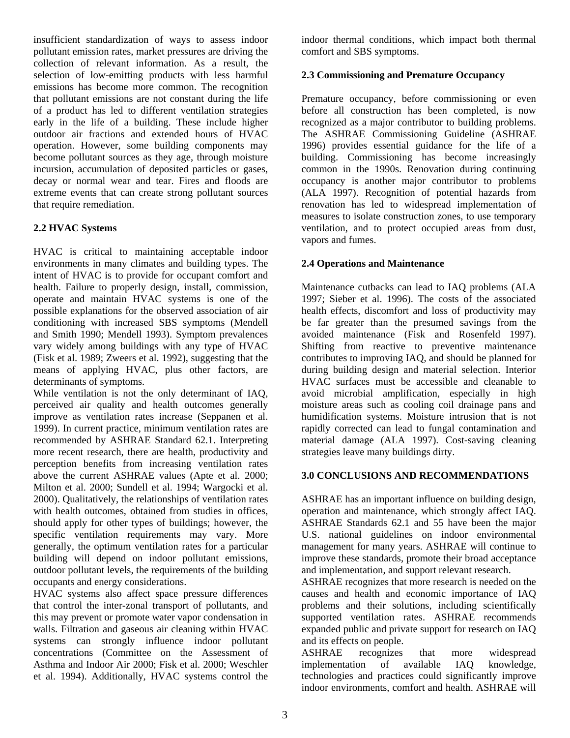insufficient standardization of ways to assess indoor pollutant emission rates, market pressures are driving the collection of relevant information. As a result, the selection of low-emitting products with less harmful emissions has become more common. The recognition that pollutant emissions are not constant during the life of a product has led to different ventilation strategies early in the life of a building. These include higher outdoor air fractions and extended hours of HVAC operation. However, some building components may become pollutant sources as they age, through moisture incursion, accumulation of deposited particles or gases, decay or normal wear and tear. Fires and floods are extreme events that can create strong pollutant sources that require remediation.

### 2.2 HVAC Systems

HVAC is critical to maintaining acceptable indoor environments in many climates and building types. The intent of HVAC is to provide for occupant comfort and health. Failure to properly design, install, commission, operate and maintain HVAC systems is one of the possible explanations for the observed association of air conditioning with increased SBS symptoms (Mendell and Smith 1990; Mendell 1993). Symptom prevalences vary widely among buildings with any type of HVAC (Fisk et al. 1989; Zweers et al. 1992), suggesting that the means of applying HVAC, plus other factors, are determinants of symptoms.

While ventilation is not the only determinant of IAQ, perceived air quality and health outcomes generally improve as ventilation rates increase (Seppanen et al. 1999). In current practice, minimum ventilation rates are recommended by ASHRAE Standard 62.1. Interpreting more recent research, there are health, productivity and perception benefits from increasing ventilation rates above the current ASHRAE values (Apte et al. 2000; Milton et al. 2000; Sundell et al. 1994; Wargocki et al. 2000). Qualitatively, the relationships of ventilation rates with health outcomes, obtained from studies in offices, should apply for other types of buildings; however, the specific ventilation requirements may vary. More generally, the optimum ventilation rates for a particular building will depend on indoor pollutant emissions, outdoor pollutant levels, the requirements of the building occupants and energy considerations.

HVAC systems also affect space pressure differences that control the inter-zonal transport of pollutants, and this may prevent or promote water vapor condensation in walls. Filtration and gaseous air cleaning within HVAC systems can strongly influence indoor pollutant concentrations (Committee on the Assessment of Asthma and Indoor Air 2000; Fisk et al. 2000; Weschler et al. 1994). Additionally, HVAC systems control the indoor thermal conditions, which impact both thermal comfort and SBS symptoms.

### 2.3 Commissioning and Premature Occupancy

Premature occupancy, before commissioning or even before all construction has been completed, is now recognized as a major contributor to building problems. The ASHRAE Commissioning Guideline (ASHRAE 1996) provides essential guidance for the life of a building. Commissioning has become increasingly common in the 1990s. Renovation during continuing occupancy is another major contributor to problems (ALA 1997). Recognition of potential hazards from renovation has led to widespread implementation of measures to isolate construction zones, to use temporary ventilation, and to protect occupied areas from dust, vapors and fumes.

### 2.4 Operations and Maintenance

Maintenance cutbacks can lead to IAQ problems (ALA 1997; Sieber et al. 1996). The costs of the associated health effects, discomfort and loss of productivity may be far greater than the presumed savings from the avoided maintenance (Fisk and Rosenfeld 1997). Shifting from reactive to preventive maintenance contributes to improving IAQ, and should be planned for during building design and material selection. Interior HVAC surfaces must be accessible and cleanable to avoid microbial amplification, especially in high moisture areas such as cooling coil drainage pans and humidification systems. Moisture intrusion that is not rapidly corrected can lead to fungal contamination and material damage (ALA 1997). Cost-saving cleaning strategies leave many buildings dirty.

## 3.0 CONCLUSIONS AND RECOMMENDATIONS

ASHRAE has an important influence on building design, operation and maintenance, which strongly affect IAQ. ASHRAE Standards 62.1 and 55 have been the major U.S. national guidelines on indoor environmental management for many years. ASHRAE will continue to improve these standards, promote their broad acceptance and implementation, and support relevant research.

ASHRAE recognizes that more research is needed on the causes and health and economic importance of IAQ problems and their solutions, including scientifically supported ventilation rates. ASHRAE recommends expanded public and private support for research on IAQ and its effects on people.

ASHRAE recognizes that more widespread implementation of available IAQ knowledge, technologies and practices could significantly improve indoor environments, comfort and health. ASHRAE will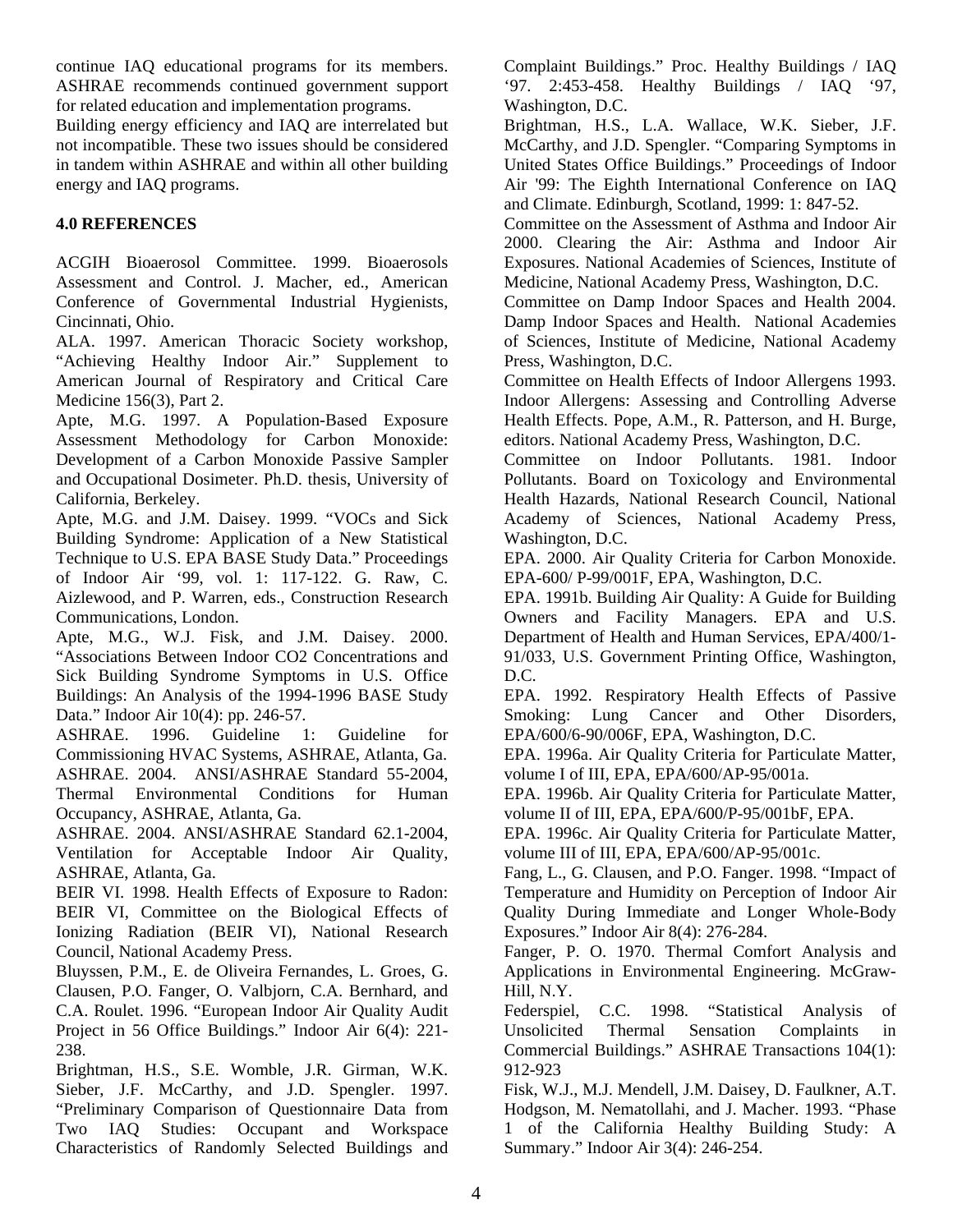continue IAQ educational programs for its members. ASHRAE recommends continued government support for related education and implementation programs.

Building energy efficiency and IAQ are interrelated but not incompatible. These two issues should be considered in tandem within ASHRAE and within all other building energy and IAQ programs.

## 4.0 REFERENCES

ACGIH Bioaerosol Committee. 1999. Bioaerosols Assessment and Control. J. Macher, ed., American Conference of Governmental Industrial Hygienists, Cincinnati, Ohio.

ALA. 1997. American Thoracic Society workshop, "Achieving Healthy Indoor Air." Supplement to American Journal of Respiratory and Critical Care Medicine 156(3), Part 2.

Apte, M.G. 1997. A Population-Based Exposure Assessment Methodology for Carbon Monoxide: Development of a Carbon Monoxide Passive Sampler and Occupational Dosimeter. Ph.D. thesis, University of California, Berkeley.

Apte, M.G. and J.M. Daisey. 1999. "VOCs and Sick Building Syndrome: Application of a New Statistical Technique to U.S. EPA BASE Study Data." Proceedings of Indoor Air '99, vol. 1: 117-122. G. Raw, C. Aizlewood, and P. Warren, eds., Construction Research Communications, London.

Apte, M.G., W.J. Fisk, and J.M. Daisey. 2000. "Associations Between Indoor CO2 Concentrations and Sick Building Syndrome Symptoms in U.S. Office Buildings: An Analysis of the 1994-1996 BASE Study Data." Indoor Air 10(4): pp. 246-57.

ASHRAE. 1996. Guideline 1: Guideline for Commissioning HVAC Systems, ASHRAE, Atlanta, Ga.

ASHRAE. 2004. ANSI/ASHRAE Standard 55-2004, Thermal Environmental Conditions for Human Occupancy, ASHRAE, Atlanta, Ga.

ASHRAE. 2004. ANSI/ASHRAE Standard 62.1-2004, Ventilation for Acceptable Indoor Air Quality, ASHRAE, Atlanta, Ga.

BEIR VI. 1998. Health Effects of Exposure to Radon: BEIR VI, Committee on the Biological Effects of Ionizing Radiation (BEIR VI), National Research Council, National Academy Press.

Bluyssen, P.M., E. de Oliveira Fernandes, L. Groes, G. Clausen, P.O. Fanger, O. Valbjorn, C.A. Bernhard, and C.A. Roulet. 1996. "European Indoor Air Quality Audit Project in 56 Office Buildings." Indoor Air 6(4): 221-238.

Brightman, H.S., S.E. Womble, J.R. Girman, W.K. Sieber, J.F. McCarthy, and J.D. Spengler. 1997. "Preliminary Comparison of Questionnaire Data from Two IAQ Studies: Occupant and Workspace Characteristics of Randomly Selected Buildings and Complaint Buildings." Proc. Healthy Buildings / IAQ '97. 2:453-458. Healthy Buildings / IAQ '97, Washington, D.C.

Brightman, H.S., L.A. Wallace, W.K. Sieber, J.F. McCarthy, and J.D. Spengler. "Comparing Symptoms in United States Office Buildings." Proceedings of Indoor Air '99: The Eighth International Conference on IAQ and Climate. Edinburgh, Scotland, 1999: 1: 847-52.

Committee on the Assessment of Asthma and Indoor Air 2000. Clearing the Air: Asthma and Indoor Air Exposures. National Academies of Sciences, Institute of Medicine, National Academy Press, Washington, D.C.

Committee on Damp Indoor Spaces and Health 2004. Damp Indoor Spaces and Health. National Academies of Sciences, Institute of Medicine, National Academy Press, Washington, D.C.

Committee on Health Effects of Indoor Allergens 1993. Indoor Allergens: Assessing and Controlling Adverse Health Effects. Pope, A.M., R. Patterson, and H. Burge, editors. National Academy Press, Washington, D.C.

Committee on Indoor Pollutants. 1981. Indoor Pollutants. Board on Toxicology and Environmental Health Hazards, National Research Council, National Academy of Sciences, National Academy Press, Washington, D.C.

EPA. 2000. Air Quality Criteria for Carbon Monoxide. EPA-600/ P-99/001F, EPA, Washington, D.C.

EPA. 1991b. Building Air Quality: A Guide for Building Owners and Facility Managers. EPA and U.S. Department of Health and Human Services, EPA/400/1-91/033, U.S. Government Printing Office, Washington, D.C.

EPA. 1992. Respiratory Health Effects of Passive Smoking: Lung Cancer and Other Disorders, EPA/600/6-90/006F, EPA, Washington, D.C.

EPA. 1996a. Air Quality Criteria for Particulate Matter, volume I of III, EPA, EPA/600/AP-95/001a.

EPA. 1996b. Air Quality Criteria for Particulate Matter, volume II of III, EPA, EPA/600/P-95/001bF, EPA.

EPA. 1996c. Air Quality Criteria for Particulate Matter, volume III of III, EPA, EPA/600/AP-95/001c.

Fang, L., G. Clausen, and P.O. Fanger. 1998. "Impact of Temperature and Humidity on Perception of Indoor Air Quality During Immediate and Longer Whole-Body Exposures." Indoor Air 8(4): 276-284.

Fanger, P. O. 1970. Thermal Comfort Analysis and Applications in Environmental Engineering. McGraw-Hill, N.Y.

Federspiel, C.C. 1998. "Statistical Analysis of Unsolicited Thermal Sensation Complaints in Commercial Buildings." ASHRAE Transactions 104(1): 912-923

Fisk, W.J., M.J. Mendell, J.M. Daisey, D. Faulkner, A.T. Hodgson, M. Nematollahi, and J. Macher. 1993. "Phase 1 of the California Healthy Building Study: A Summary." Indoor Air 3(4): 246-254.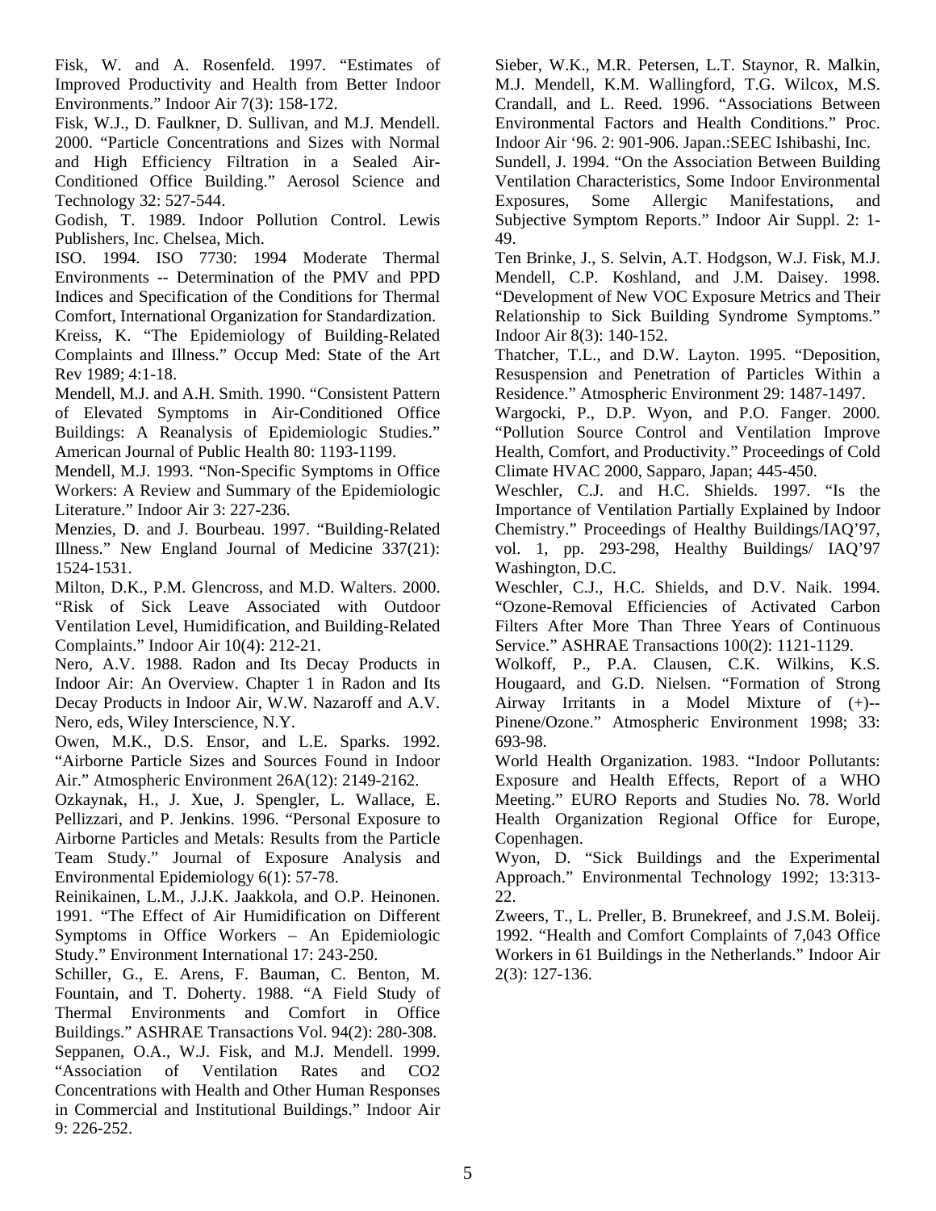Fisk, W. and A. Rosenfeld. 1997. "Estimates of Improved Productivity and Health from Better Indoor Environments." Indoor Air 7(3): 158-172.

Fisk, W.J., D. Faulkner, D. Sullivan, and M.J. Mendell. 2000. "Particle Concentrations and Sizes with Normal and High Efficiency Filtration in a Sealed Air-Conditioned Office Building." Aerosol Science and Technology 32: 527-544.

Godish, T. 1989. Indoor Pollution Control. Lewis Publishers, Inc. Chelsea, Mich.

ISO. 1994. ISO 7730: 1994 Moderate Thermal Environments -- Determination of the PMV and PPD Indices and Specification of the Conditions for Thermal Comfort, International Organization for Standardization.

Kreiss, K. "The Epidemiology of Building-Related Complaints and Illness." Occup Med: State of the Art Rev 1989; 4:1-18.

Mendell, M.J. and A.H. Smith. 1990. "Consistent Pattern of Elevated Symptoms in Air-Conditioned Office Buildings: A Reanalysis of Epidemiologic Studies." American Journal of Public Health 80: 1193-1199.

Mendell, M.J. 1993. "Non-Specific Symptoms in Office Workers: A Review and Summary of the Epidemiologic Literature." Indoor Air 3: 227-236.

Menzies, D. and J. Bourbeau. 1997. "Building-Related Illness." New England Journal of Medicine 337(21): 1524-1531.

Milton, D.K., P.M. Glencross, and M.D. Walters. 2000. "Risk of Sick Leave Associated with Outdoor Ventilation Level, Humidification, and Building-Related Complaints." Indoor Air 10(4): 212-21.

Nero, A.V. 1988. Radon and Its Decay Products in Indoor Air: An Overview. Chapter 1 in Radon and Its Decay Products in Indoor Air, W.W. Nazaroff and A.V. Nero, eds, Wiley Interscience, N.Y.

Owen, M.K., D.S. Ensor, and L.E. Sparks. 1992. "Airborne Particle Sizes and Sources Found in Indoor Air." Atmospheric Environment 26A(12): 2149-2162.

Ozkaynak, H., J. Xue, J. Spengler, L. Wallace, E. Pellizzari, and P. Jenkins. 1996. "Personal Exposure to Airborne Particles and Metals: Results from the Particle Team Study." Journal of Exposure Analysis and Environmental Epidemiology 6(1): 57-78.

Reinikainen, L.M., J.J.K. Jaakkola, and O.P. Heinonen. 1991. "The Effect of Air Humidification on Different Symptoms in Office Workers – An Epidemiologic Study." Environment International 17: 243-250.

Schiller, G., E. Arens, F. Bauman, C. Benton, M. Fountain, and T. Doherty. 1988. "A Field Study of Thermal Environments and Comfort in Office Buildings." ASHRAE Transactions Vol. 94(2): 280-308.

Seppanen, O.A., W.J. Fisk, and M.J. Mendell. 1999. "Association of Ventilation Rates and CO2 Concentrations with Health and Other Human Responses in Commercial and Institutional Buildings." Indoor Air 9: 226-252.

Sieber, W.K., M.R. Petersen, L.T. Staynor, R. Malkin, M.J. Mendell, K.M. Wallingford, T.G. Wilcox, M.S. Crandall, and L. Reed. 1996. "Associations Between Environmental Factors and Health Conditions." Proc. Indoor Air '96. 2: 901-906. Japan.:SEEC Ishibashi, Inc.

Sundell, J. 1994. "On the Association Between Building Ventilation Characteristics, Some Indoor Environmental Exposures, Some Allergic Manifestations, and Subjective Symptom Reports." Indoor Air Suppl. 2: 1-49.

Ten Brinke, J., S. Selvin, A.T. Hodgson, W.J. Fisk, M.J. Mendell, C.P. Koshland, and J.M. Daisey. 1998. "Development of New VOC Exposure Metrics and Their Relationship to Sick Building Syndrome Symptoms." Indoor Air 8(3): 140-152.

Thatcher, T.L., and D.W. Layton. 1995. "Deposition, Resuspension and Penetration of Particles Within a Residence." Atmospheric Environment 29: 1487-1497.

Wargocki, P., D.P. Wyon, and P.O. Fanger. 2000. "Pollution Source Control and Ventilation Improve Health, Comfort, and Productivity." Proceedings of Cold Climate HVAC 2000, Sapparo, Japan; 445-450.

Weschler, C.J. and H.C. Shields. 1997. "Is the Importance of Ventilation Partially Explained by Indoor Chemistry." Proceedings of Healthy Buildings/IAQ'97, vol. 1, pp. 293-298, Healthy Buildings/ IAQ'97 Washington, D.C.

Weschler, C.J., H.C. Shields, and D.V. Naik. 1994. "Ozone-Removal Efficiencies of Activated Carbon Filters After More Than Three Years of Continuous Service." ASHRAE Transactions 100(2): 1121-1129.

Wolkoff, P., P.A. Clausen, C.K. Wilkins, K.S. Hougaard, and G.D. Nielsen. "Formation of Strong Airway Irritants in a Model Mixture of (+)--Pinene/Ozone." Atmospheric Environment 1998; 33: 693-98.

World Health Organization. 1983. "Indoor Pollutants: Exposure and Health Effects, Report of a WHO Meeting." EURO Reports and Studies No. 78. World Health Organization Regional Office for Europe, Copenhagen.

Wyon, D. "Sick Buildings and the Experimental Approach." Environmental Technology 1992; 13:313-22.

Zweers, T., L. Preller, B. Brunekreef, and J.S.M. Boleij. 1992. "Health and Comfort Complaints of 7,043 Office Workers in 61 Buildings in the Netherlands." Indoor Air 2(3): 127-136.